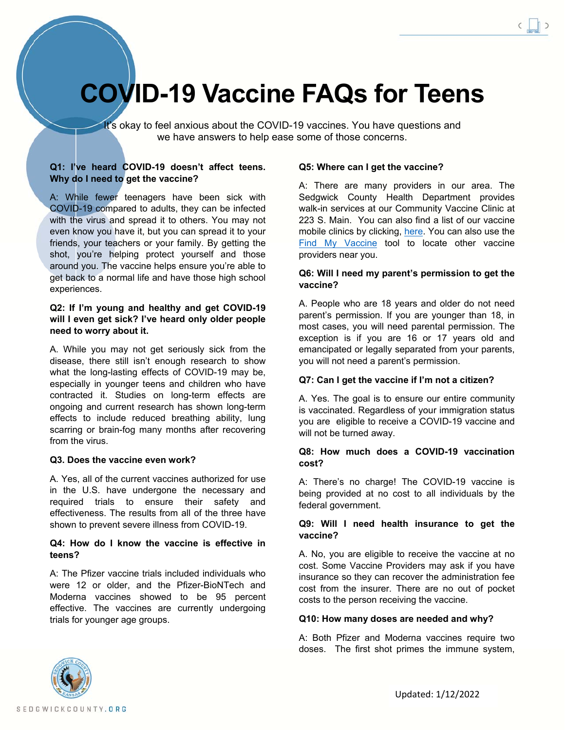# COVID-19 Vaccine FAQs for Teens

It's okay to feel anxious about the COVID-19 vaccines. You have questions and we have answers to help ease some of those concerns.

**Q1: I've heard COVID-19 doesn't affect teens. Why do I need to get the vaccine?**

A: While fewer teenagers have been sick with COVID-19 compared to adults, they can be infected with the virus and spread it to others. You may not even know you have it, but you can spread it to your friends, your teachers or your family. By getting the shot, you're helping protect yourself and those around you. The vaccine helps ensure you're able to get back to a normal life and have those high school experiences.

**Q2: If I'm young and healthy and get COVID-19 will I even get sick? I've heard only older people need to worry about it.**

A. While you may not get seriously sick from the disease, there still isn't enough research to show what the long-lasting effects of COVID-19 may be, especially in younger teens and children who have contracted it. Studies on long-term effects are ongoing and current research has shown long-term effects to include reduced breathing ability, lung scarring or brain-fog many months after recovering from the virus.

**Q3. Does the vaccine even work?**

A. Yes, all of the current vaccines authorized for use in the U.S. have undergone the necessary and required trials to ensure their safety and effectiveness. The results from all of the three have shown to prevent severe illness from COVID-19.

**Q4: How do I know the vaccine is effective in teens?**

A: The Pfizer vaccine trials included individuals who were 12 or older, and the Pfizer-BioNTech and Moderna vaccines showed to be 95 percent effective. The vaccines are currently undergoing trials for younger age groups.

**Q5: Where can I get the vaccine?**

A: There are many providers in our area. The Sedgwick County Health Department provides walk-in services at our Community Vaccine Clinic at 223 S. Main. You can also find a list of our vaccine mobile clinics by clicking, here. You can also use the Find My Vaccine tool to locate other vaccine providers near you.

**Q6: Will I need my parent's permission to get the vaccine?**

A. People who are 18 years and older do not need parent's permission. If you are younger than 18, in most cases, you will need parental permission. The exception is if you are 16 or 17 years old and emancipated or legally separated from your parents, you will not need a parent's permission.

**Q7: Can I get the vaccine if I'm not a citizen?**

A. Yes. The goal is to ensure our entire community is vaccinated. Regardless of your immigration status you are eligible to receive a COVID-19 vaccine and will not be turned away.

**Q8: How much does a COVID-19 vaccination cost?**

A: There's no charge! The COVID-19 vaccine is being provided at no cost to all individuals by the federal government.

**Q9: Will I need health insurance to get the vaccine?**

A. No, you are eligible to receive the vaccine at no cost. Some Vaccine Providers may ask if you have insurance so they can recover the administration fee cost from the insurer. There are no out of pocket costs to the person receiving the vaccine.

**Q10: How many doses are needed and why?**

A: Both Pfizer and Moderna vaccines require two doses. The first shot primes the immune system,

Updated: 1/12/2022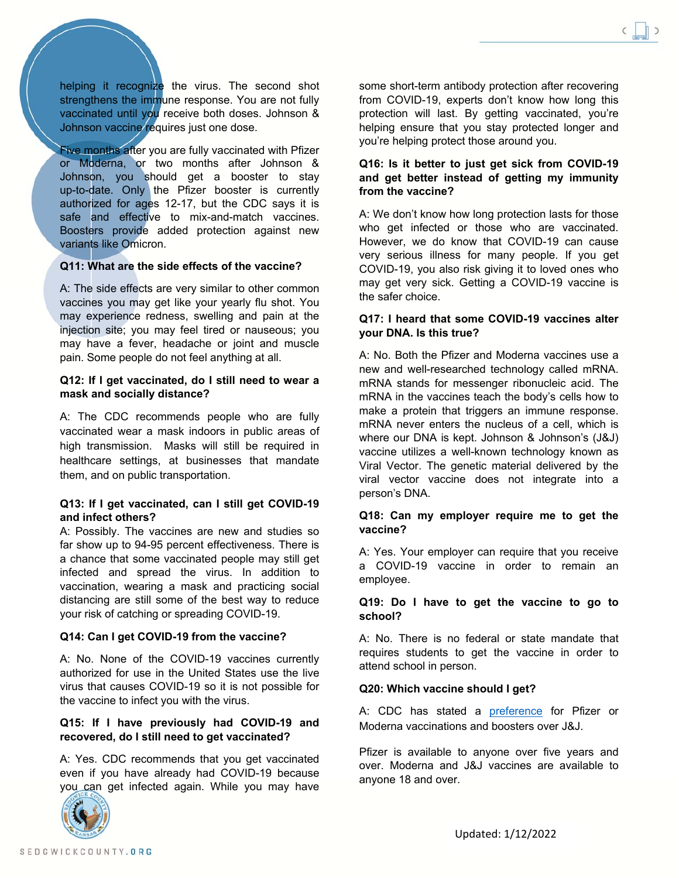helping it recognize the virus. The second shot strengthens the immune response. You are not fully vaccinated until you receive both doses. Johnson & Johnson vaccine requires just one dose.

Five months after you are fully vaccinated with Pfizer or Moderna, or two months after Johnson & Johnson, you should get a booster to stay up-to-date. Only the Pfizer booster is currently authorized for ages 12-17, but the CDC says it is safe and effective to mix-and-match vaccines. Boosters provide added protection against new variants like Omicron.

**Q11: What are the side effects of the vaccine?**

A: The side effects are very similar to other common vaccines you may get like your yearly flu shot. You may experience redness, swelling and pain at the injection site; you may feel tired or nauseous; you may have a fever, headache or joint and muscle pain. Some people do not feel anything at all.

**Q12: If I get vaccinated, do I still need to wear a mask and socially distance?**

A: The CDC recommends people who are fully vaccinated wear a mask indoors in public areas of high transmission. Masks will still be required in healthcare settings, at businesses that mandate them, and on public transportation.

**Q13: If I get vaccinated, can I still get COVID-19 and infect others?**

A: Possibly. The vaccines are new and studies so far show up to 94-95 percent effectiveness. There is a chance that some vaccinated people may still get infected and spread the virus. In addition to vaccination, wearing a mask and practicing social distancing are still some of the best way to reduce your risk of catching or spreading COVID-19.

**Q14: Can I get COVID-19 from the vaccine?**

A: No. None of the COVID-19 vaccines currently authorized for use in the United States use the live virus that causes COVID-19 so it is not possible for the vaccine to infect you with the virus.

**Q15: If I have previously had COVID-19 and recovered, do I still need to get vaccinated?**

A: Yes. CDC recommends that you get vaccinated even if you have already had COVID-19 because you can get infected again. While you may have some short-term antibody protection after recovering from COVID-19, experts don't know how long this protection will last. By getting vaccinated, you're helping ensure that you stay protected longer and you're helping protect those around you.

**Q16: Is it better to just get sick from COVID-19 and get better instead of getting my immunity from the vaccine?**

A: We don't know how long protection lasts for those who get infected or those who are vaccinated. However, we do know that COVID-19 can cause very serious illness for many people. If you get COVID-19, you also risk giving it to loved ones who may get very sick. Getting a COVID-19 vaccine is the safer choice.

**Q17: I heard that some COVID-19 vaccines alter your DNA. Is this true?**

A: No. Both the Pfizer and Moderna vaccines use a new and well-researched technology called mRNA. mRNA stands for messenger ribonucleic acid. The mRNA in the vaccines teach the body's cells how to make a protein that triggers an immune response. mRNA never enters the nucleus of a cell, which is where our DNA is kept. Johnson & Johnson's (J&J) vaccine utilizes a well-known technology known as Viral Vector. The genetic material delivered by the viral vector vaccine does not integrate into a person's DNA.

**Q18: Can my employer require me to get the vaccine?**

A: Yes. Your employer can require that you receive a COVID-19 vaccine in order to remain an employee.

**Q19: Do I have to get the vaccine to go to school?**

A: No. There is no federal or state mandate that requires students to get the vaccine in order to attend school in person.

**Q20: Which vaccine should I get?**

A: CDC has stated a preference for Pfizer or Moderna vaccinations and boosters over J&J.

Pfizer is available to anyone over five years and over. Moderna and J&J vaccines are available to anyone 18 and over.

Updated: 1/12/2022